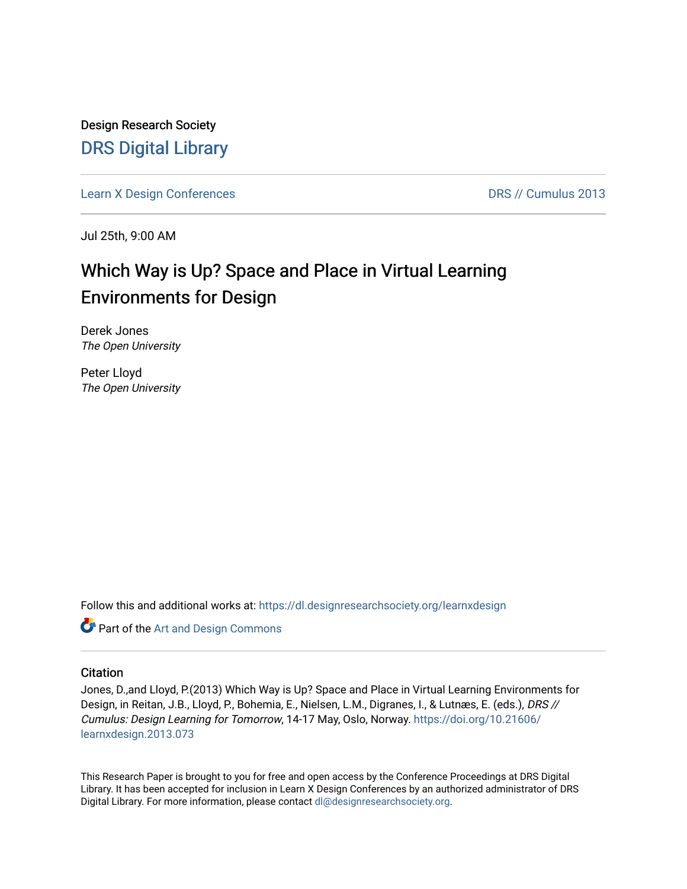Design Research Society

# DRS Digital Library

Learn X Design Conferences

DRS // Cumulus 2013

Jul 25th, 9:00 AM

## Which Way is Up? Space and Place in Virtual Learning Environments for Design

Derek Jones
*The Open University*

Peter Lloyd
*The Open University*

Follow this and additional works at: https://dl.designresearchsociety.org/learnxdesign

Part of the Art and Design Commons

### Citation

Jones, D.,and Lloyd, P.(2013) Which Way is Up? Space and Place in Virtual Learning Environments for Design, in Reitan, J.B., Lloyd, P., Bohemia, E., Nielsen, L.M., Digranes, I., & Lutnæs, E. (eds.), *DRS // Cumulus: Design Learning for Tomorrow*, 14-17 May, Oslo, Norway. https://doi.org/10.21606/learnxdesign.2013.073

This Research Paper is brought to you for free and open access by the Conference Proceedings at DRS Digital Library. It has been accepted for inclusion in Learn X Design Conferences by an authorized administrator of DRS Digital Library. For more information, please contact dl@designresearchsociety.org.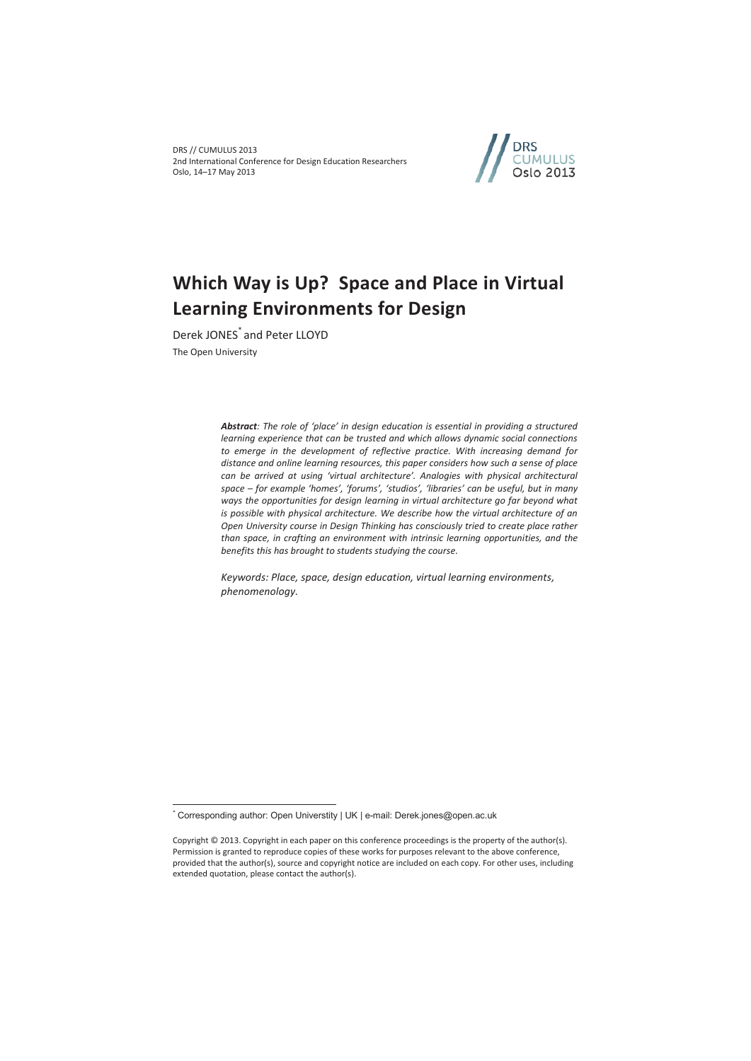DRS // CUMULUS 2013
2nd International Conference for Design Education Researchers
Oslo, 14–17 May 2013

# Which Way is Up? Space and Place in Virtual Learning Environments for Design

Derek JONES* and Peter LLOYD

The Open University

***Abstract**: The role of 'place' in design education is essential in providing a structured learning experience that can be trusted and which allows dynamic social connections to emerge in the development of reflective practice. With increasing demand for distance and online learning resources, this paper considers how such a sense of place can be arrived at using 'virtual architecture'. Analogies with physical architectural space – for example 'homes', 'forums', 'studios', 'libraries' can be useful, but in many ways the opportunities for design learning in virtual architecture go far beyond what is possible with physical architecture. We describe how the virtual architecture of an Open University course in Design Thinking has consciously tried to create place rather than space, in crafting an environment with intrinsic learning opportunities, and the benefits this has brought to students studying the course.*

*Keywords: Place, space, design education, virtual learning environments, phenomenology.*

---

* Corresponding author: Open Universtity | UK | e-mail: Derek.jones@open.ac.uk

Copyright © 2013. Copyright in each paper on this conference proceedings is the property of the author(s). Permission is granted to reproduce copies of these works for purposes relevant to the above conference, provided that the author(s), source and copyright notice are included on each copy. For other uses, including extended quotation, please contact the author(s).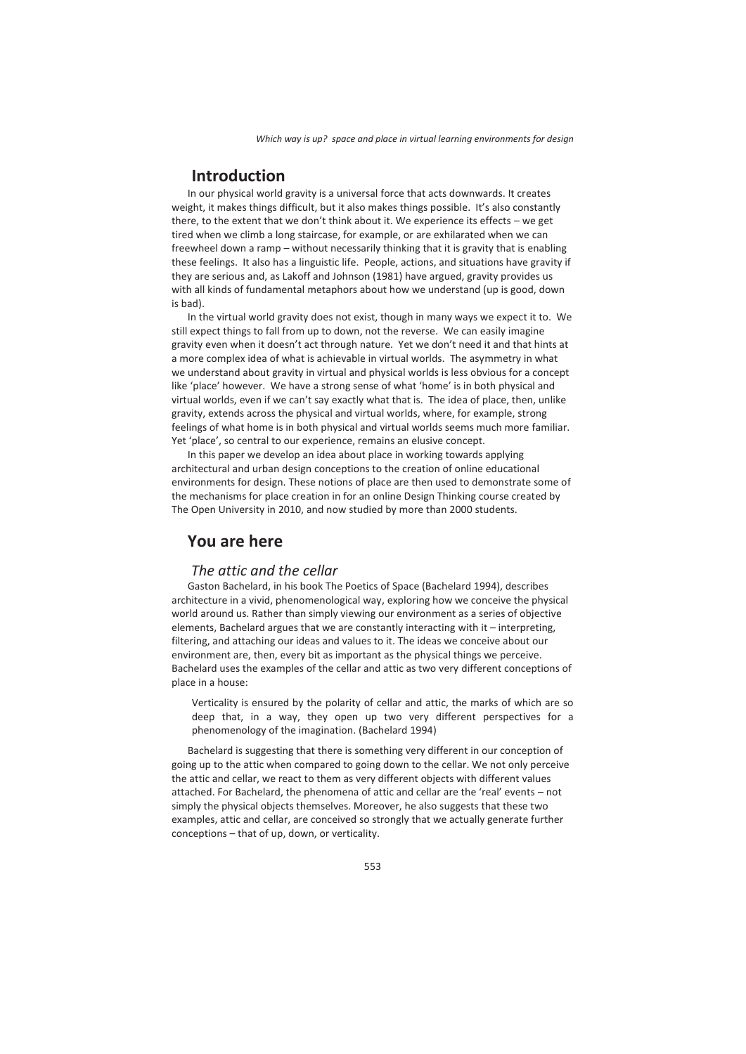## Introduction

In our physical world gravity is a universal force that acts downwards. It creates weight, it makes things difficult, but it also makes things possible. It's also constantly there, to the extent that we don't think about it. We experience its effects – we get tired when we climb a long staircase, for example, or are exhilarated when we can freewheel down a ramp – without necessarily thinking that it is gravity that is enabling these feelings. It also has a linguistic life. People, actions, and situations have gravity if they are serious and, as Lakoff and Johnson (1981) have argued, gravity provides us with all kinds of fundamental metaphors about how we understand (up is good, down is bad).

In the virtual world gravity does not exist, though in many ways we expect it to. We still expect things to fall from up to down, not the reverse. We can easily imagine gravity even when it doesn't act through nature. Yet we don't need it and that hints at a more complex idea of what is achievable in virtual worlds. The asymmetry in what we understand about gravity in virtual and physical worlds is less obvious for a concept like 'place' however. We have a strong sense of what 'home' is in both physical and virtual worlds, even if we can't say exactly what that is. The idea of place, then, unlike gravity, extends across the physical and virtual worlds, where, for example, strong feelings of what home is in both physical and virtual worlds seems much more familiar. Yet 'place', so central to our experience, remains an elusive concept.

In this paper we develop an idea about place in working towards applying architectural and urban design conceptions to the creation of online educational environments for design. These notions of place are then used to demonstrate some of the mechanisms for place creation in for an online Design Thinking course created by The Open University in 2010, and now studied by more than 2000 students.

## You are here

### *The attic and the cellar*

Gaston Bachelard, in his book The Poetics of Space (Bachelard 1994), describes architecture in a vivid, phenomenological way, exploring how we conceive the physical world around us. Rather than simply viewing our environment as a series of objective elements, Bachelard argues that we are constantly interacting with it – interpreting, filtering, and attaching our ideas and values to it. The ideas we conceive about our environment are, then, every bit as important as the physical things we perceive. Bachelard uses the examples of the cellar and attic as two very different conceptions of place in a house:

> Verticality is ensured by the polarity of cellar and attic, the marks of which are so deep that, in a way, they open up two very different perspectives for a phenomenology of the imagination. (Bachelard 1994)

Bachelard is suggesting that there is something very different in our conception of going up to the attic when compared to going down to the cellar. We not only perceive the attic and cellar, we react to them as very different objects with different values attached. For Bachelard, the phenomena of attic and cellar are the 'real' events – not simply the physical objects themselves. Moreover, he also suggests that these two examples, attic and cellar, are conceived so strongly that we actually generate further conceptions – that of up, down, or verticality.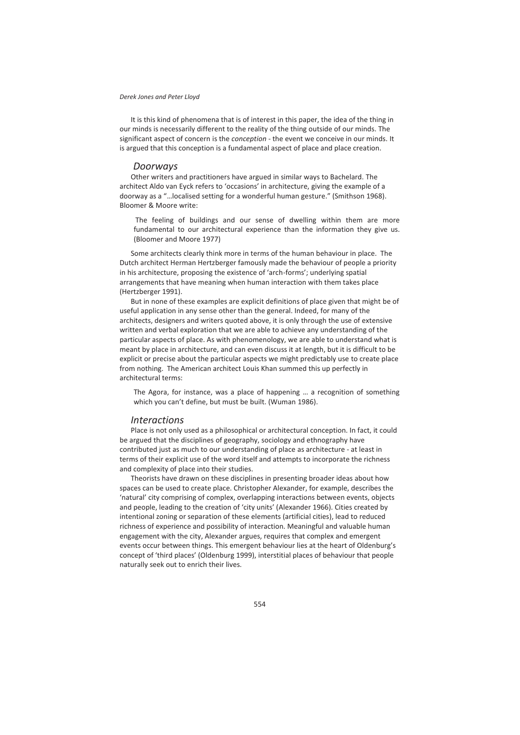It is this kind of phenomena that is of interest in this paper, the idea of the thing in our minds is necessarily different to the reality of the thing outside of our minds. The significant aspect of concern is the *conception* - the event we conceive in our minds. It is argued that this conception is a fundamental aspect of place and place creation.

### *Doorways*

Other writers and practitioners have argued in similar ways to Bachelard. The architect Aldo van Eyck refers to 'occasions' in architecture, giving the example of a doorway as a "…localised setting for a wonderful human gesture." (Smithson 1968). Bloomer & Moore write:

> The feeling of buildings and our sense of dwelling within them are more fundamental to our architectural experience than the information they give us. (Bloomer and Moore 1977)

Some architects clearly think more in terms of the human behaviour in place. The Dutch architect Herman Hertzberger famously made the behaviour of people a priority in his architecture, proposing the existence of 'arch-forms'; underlying spatial arrangements that have meaning when human interaction with them takes place (Hertzberger 1991).

But in none of these examples are explicit definitions of place given that might be of useful application in any sense other than the general. Indeed, for many of the architects, designers and writers quoted above, it is only through the use of extensive written and verbal exploration that we are able to achieve any understanding of the particular aspects of place. As with phenomenology, we are able to understand what is meant by place in architecture, and can even discuss it at length, but it is difficult to be explicit or precise about the particular aspects we might predictably use to create place from nothing. The American architect Louis Khan summed this up perfectly in architectural terms:

> The Agora, for instance, was a place of happening … a recognition of something which you can't define, but must be built. (Wuman 1986).

### *Interactions*

Place is not only used as a philosophical or architectural conception. In fact, it could be argued that the disciplines of geography, sociology and ethnography have contributed just as much to our understanding of place as architecture - at least in terms of their explicit use of the word itself and attempts to incorporate the richness and complexity of place into their studies.

Theorists have drawn on these disciplines in presenting broader ideas about how spaces can be used to create place. Christopher Alexander, for example, describes the 'natural' city comprising of complex, overlapping interactions between events, objects and people, leading to the creation of 'city units' (Alexander 1966). Cities created by intentional zoning or separation of these elements (artificial cities), lead to reduced richness of experience and possibility of interaction. Meaningful and valuable human engagement with the city, Alexander argues, requires that complex and emergent events occur between things. This emergent behaviour lies at the heart of Oldenburg's concept of 'third places' (Oldenburg 1999), interstitial places of behaviour that people naturally seek out to enrich their lives.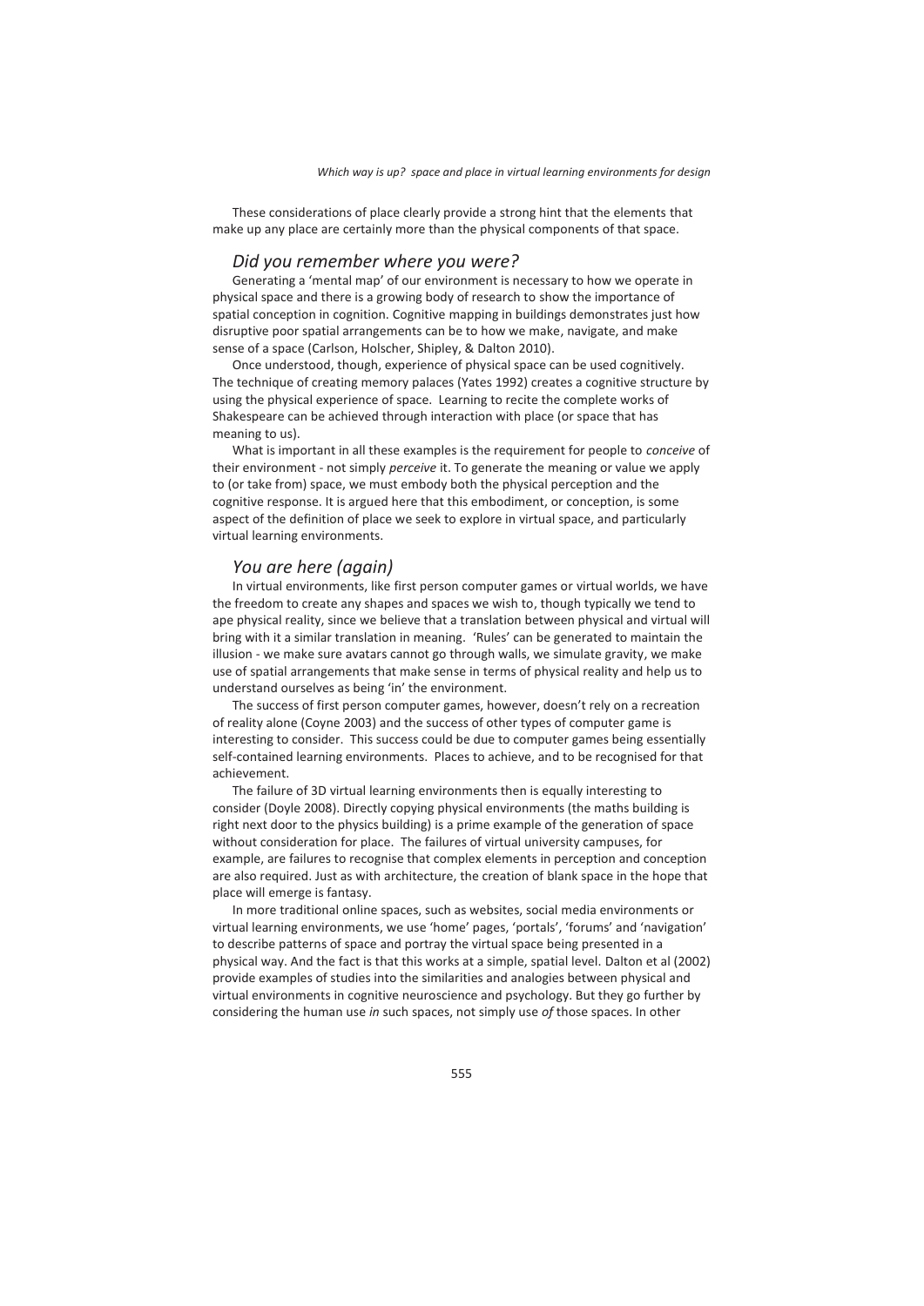These considerations of place clearly provide a strong hint that the elements that make up any place are certainly more than the physical components of that space.

### *Did you remember where you were?*

Generating a 'mental map' of our environment is necessary to how we operate in physical space and there is a growing body of research to show the importance of spatial conception in cognition. Cognitive mapping in buildings demonstrates just how disruptive poor spatial arrangements can be to how we make, navigate, and make sense of a space (Carlson, Holscher, Shipley, & Dalton 2010).

Once understood, though, experience of physical space can be used cognitively. The technique of creating memory palaces (Yates 1992) creates a cognitive structure by using the physical experience of space. Learning to recite the complete works of Shakespeare can be achieved through interaction with place (or space that has meaning to us).

What is important in all these examples is the requirement for people to *conceive* of their environment - not simply *perceive* it. To generate the meaning or value we apply to (or take from) space, we must embody both the physical perception and the cognitive response. It is argued here that this embodiment, or conception, is some aspect of the definition of place we seek to explore in virtual space, and particularly virtual learning environments.

### *You are here (again)*

In virtual environments, like first person computer games or virtual worlds, we have the freedom to create any shapes and spaces we wish to, though typically we tend to ape physical reality, since we believe that a translation between physical and virtual will bring with it a similar translation in meaning. 'Rules' can be generated to maintain the illusion - we make sure avatars cannot go through walls, we simulate gravity, we make use of spatial arrangements that make sense in terms of physical reality and help us to understand ourselves as being 'in' the environment.

The success of first person computer games, however, doesn't rely on a recreation of reality alone (Coyne 2003) and the success of other types of computer game is interesting to consider. This success could be due to computer games being essentially self-contained learning environments. Places to achieve, and to be recognised for that achievement.

The failure of 3D virtual learning environments then is equally interesting to consider (Doyle 2008). Directly copying physical environments (the maths building is right next door to the physics building) is a prime example of the generation of space without consideration for place. The failures of virtual university campuses, for example, are failures to recognise that complex elements in perception and conception are also required. Just as with architecture, the creation of blank space in the hope that place will emerge is fantasy.

In more traditional online spaces, such as websites, social media environments or virtual learning environments, we use 'home' pages, 'portals', 'forums' and 'navigation' to describe patterns of space and portray the virtual space being presented in a physical way. And the fact is that this works at a simple, spatial level. Dalton et al (2002) provide examples of studies into the similarities and analogies between physical and virtual environments in cognitive neuroscience and psychology. But they go further by considering the human use *in* such spaces, not simply use *of* those spaces. In other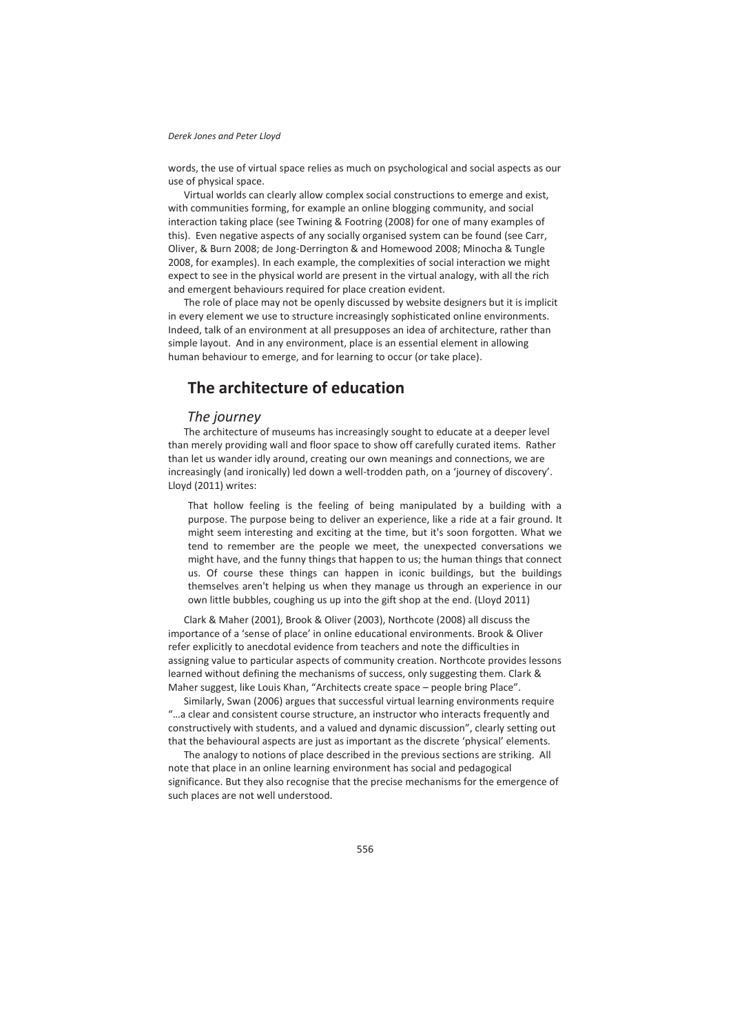words, the use of virtual space relies as much on psychological and social aspects as our use of physical space.

Virtual worlds can clearly allow complex social constructions to emerge and exist, with communities forming, for example an online blogging community, and social interaction taking place (see Twining & Footring (2008) for one of many examples of this). Even negative aspects of any socially organised system can be found (see Carr, Oliver, & Burn 2008; de Jong-Derrington & and Homewood 2008; Minocha & Tungle 2008, for examples). In each example, the complexities of social interaction we might expect to see in the physical world are present in the virtual analogy, with all the rich and emergent behaviours required for place creation evident.

The role of place may not be openly discussed by website designers but it is implicit in every element we use to structure increasingly sophisticated online environments. Indeed, talk of an environment at all presupposes an idea of architecture, rather than simple layout. And in any environment, place is an essential element in allowing human behaviour to emerge, and for learning to occur (or take place).

## The architecture of education

### *The journey*

The architecture of museums has increasingly sought to educate at a deeper level than merely providing wall and floor space to show off carefully curated items. Rather than let us wander idly around, creating our own meanings and connections, we are increasingly (and ironically) led down a well-trodden path, on a 'journey of discovery'. Lloyd (2011) writes:

> That hollow feeling is the feeling of being manipulated by a building with a purpose. The purpose being to deliver an experience, like a ride at a fair ground. It might seem interesting and exciting at the time, but it's soon forgotten. What we tend to remember are the people we meet, the unexpected conversations we might have, and the funny things that happen to us; the human things that connect us. Of course these things can happen in iconic buildings, but the buildings themselves aren't helping us when they manage us through an experience in our own little bubbles, coughing us up into the gift shop at the end. (Lloyd 2011)

Clark & Maher (2001), Brook & Oliver (2003), Northcote (2008) all discuss the importance of a 'sense of place' in online educational environments. Brook & Oliver refer explicitly to anecdotal evidence from teachers and note the difficulties in assigning value to particular aspects of community creation. Northcote provides lessons learned without defining the mechanisms of success, only suggesting them. Clark & Maher suggest, like Louis Khan, "Architects create space – people bring Place".

Similarly, Swan (2006) argues that successful virtual learning environments require "…a clear and consistent course structure, an instructor who interacts frequently and constructively with students, and a valued and dynamic discussion", clearly setting out that the behavioural aspects are just as important as the discrete 'physical' elements.

The analogy to notions of place described in the previous sections are striking. All note that place in an online learning environment has social and pedagogical significance. But they also recognise that the precise mechanisms for the emergence of such places are not well understood.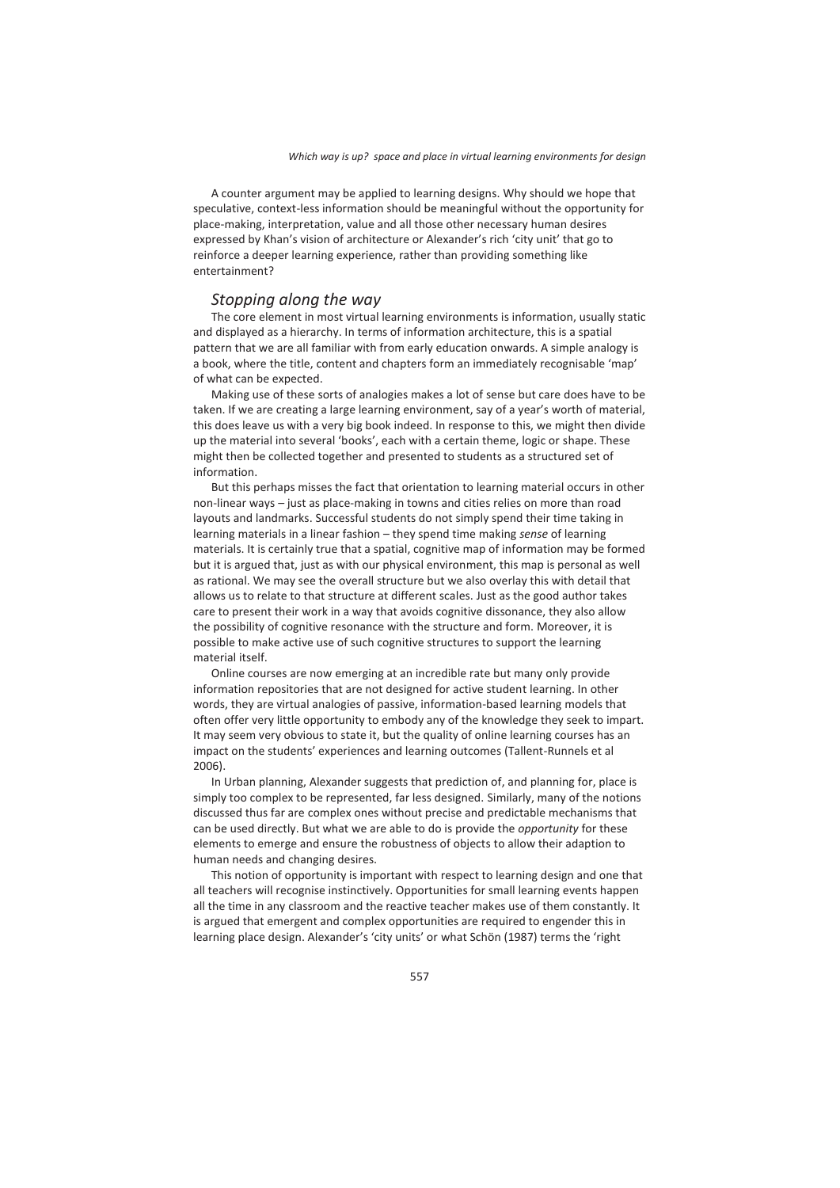A counter argument may be applied to learning designs. Why should we hope that speculative, context-less information should be meaningful without the opportunity for place-making, interpretation, value and all those other necessary human desires expressed by Khan's vision of architecture or Alexander's rich 'city unit' that go to reinforce a deeper learning experience, rather than providing something like entertainment?

## *Stopping along the way*

The core element in most virtual learning environments is information, usually static and displayed as a hierarchy. In terms of information architecture, this is a spatial pattern that we are all familiar with from early education onwards. A simple analogy is a book, where the title, content and chapters form an immediately recognisable 'map' of what can be expected.

Making use of these sorts of analogies makes a lot of sense but care does have to be taken. If we are creating a large learning environment, say of a year's worth of material, this does leave us with a very big book indeed. In response to this, we might then divide up the material into several 'books', each with a certain theme, logic or shape. These might then be collected together and presented to students as a structured set of information.

But this perhaps misses the fact that orientation to learning material occurs in other non-linear ways – just as place-making in towns and cities relies on more than road layouts and landmarks. Successful students do not simply spend their time taking in learning materials in a linear fashion – they spend time making *sense* of learning materials. It is certainly true that a spatial, cognitive map of information may be formed but it is argued that, just as with our physical environment, this map is personal as well as rational. We may see the overall structure but we also overlay this with detail that allows us to relate to that structure at different scales. Just as the good author takes care to present their work in a way that avoids cognitive dissonance, they also allow the possibility of cognitive resonance with the structure and form. Moreover, it is possible to make active use of such cognitive structures to support the learning material itself.

Online courses are now emerging at an incredible rate but many only provide information repositories that are not designed for active student learning. In other words, they are virtual analogies of passive, information-based learning models that often offer very little opportunity to embody any of the knowledge they seek to impart. It may seem very obvious to state it, but the quality of online learning courses has an impact on the students' experiences and learning outcomes (Tallent-Runnels et al 2006).

In Urban planning, Alexander suggests that prediction of, and planning for, place is simply too complex to be represented, far less designed. Similarly, many of the notions discussed thus far are complex ones without precise and predictable mechanisms that can be used directly. But what we are able to do is provide the *opportunity* for these elements to emerge and ensure the robustness of objects to allow their adaption to human needs and changing desires.

This notion of opportunity is important with respect to learning design and one that all teachers will recognise instinctively. Opportunities for small learning events happen all the time in any classroom and the reactive teacher makes use of them constantly. It is argued that emergent and complex opportunities are required to engender this in learning place design. Alexander's 'city units' or what Schön (1987) terms the 'right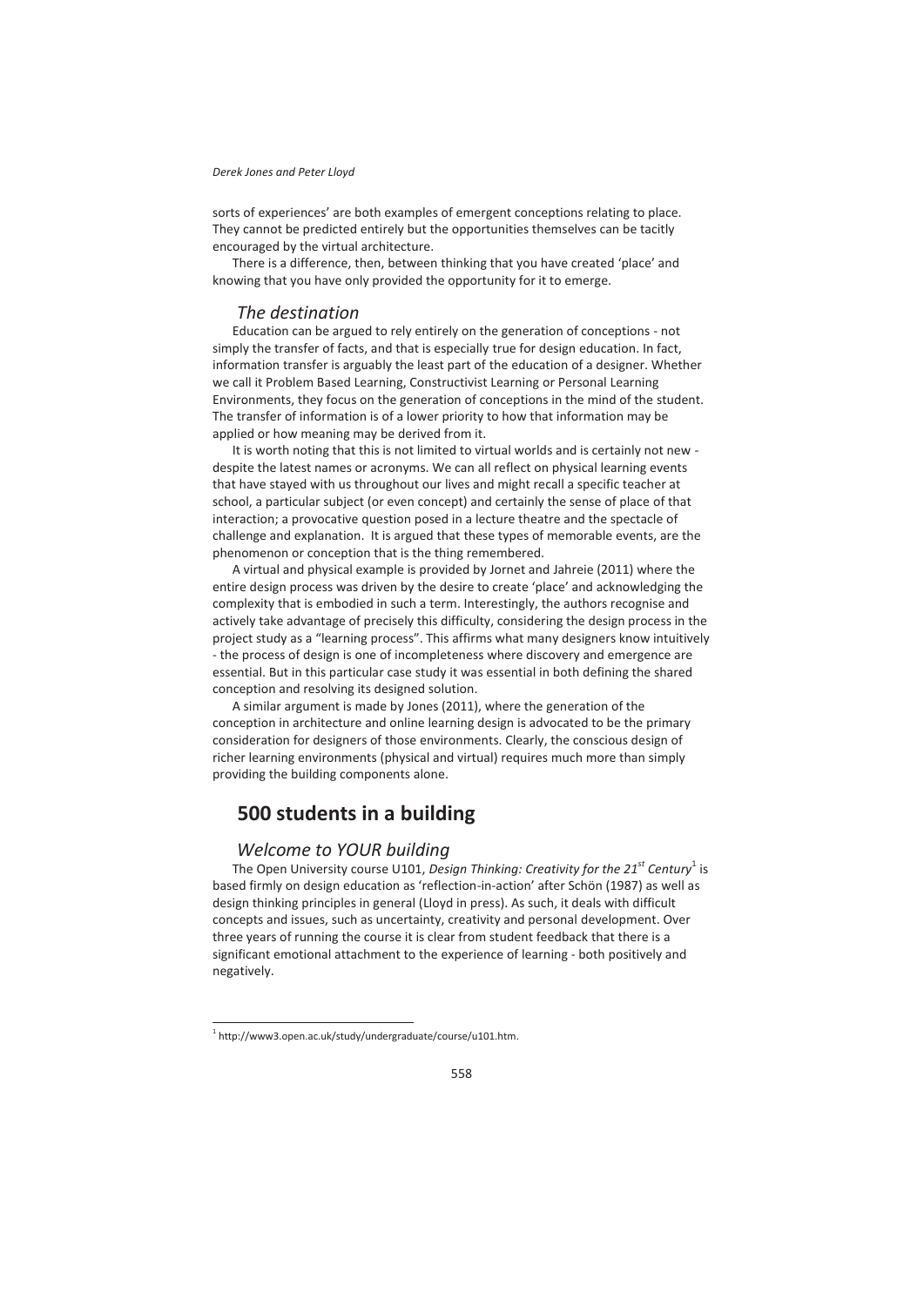sorts of experiences' are both examples of emergent conceptions relating to place. They cannot be predicted entirely but the opportunities themselves can be tacitly encouraged by the virtual architecture.

There is a difference, then, between thinking that you have created 'place' and knowing that you have only provided the opportunity for it to emerge.

### *The destination*

Education can be argued to rely entirely on the generation of conceptions - not simply the transfer of facts, and that is especially true for design education. In fact, information transfer is arguably the least part of the education of a designer. Whether we call it Problem Based Learning, Constructivist Learning or Personal Learning Environments, they focus on the generation of conceptions in the mind of the student. The transfer of information is of a lower priority to how that information may be applied or how meaning may be derived from it.

It is worth noting that this is not limited to virtual worlds and is certainly not new - despite the latest names or acronyms. We can all reflect on physical learning events that have stayed with us throughout our lives and might recall a specific teacher at school, a particular subject (or even concept) and certainly the sense of place of that interaction; a provocative question posed in a lecture theatre and the spectacle of challenge and explanation. It is argued that these types of memorable events, are the phenomenon or conception that is the thing remembered.

A virtual and physical example is provided by Jornet and Jahreie (2011) where the entire design process was driven by the desire to create 'place' and acknowledging the complexity that is embodied in such a term. Interestingly, the authors recognise and actively take advantage of precisely this difficulty, considering the design process in the project study as a "learning process". This affirms what many designers know intuitively - the process of design is one of incompleteness where discovery and emergence are essential. But in this particular case study it was essential in both defining the shared conception and resolving its designed solution.

A similar argument is made by Jones (2011), where the generation of the conception in architecture and online learning design is advocated to be the primary consideration for designers of those environments. Clearly, the conscious design of richer learning environments (physical and virtual) requires much more than simply providing the building components alone.

## 500 students in a building

### *Welcome to YOUR building*

The Open University course U101, *Design Thinking: Creativity for the 21st Century*[1] is based firmly on design education as 'reflection-in-action' after Schön (1987) as well as design thinking principles in general (Lloyd in press). As such, it deals with difficult concepts and issues, such as uncertainty, creativity and personal development. Over three years of running the course it is clear from student feedback that there is a significant emotional attachment to the experience of learning - both positively and negatively.

---

[1] http://www3.open.ac.uk/study/undergraduate/course/u101.htm.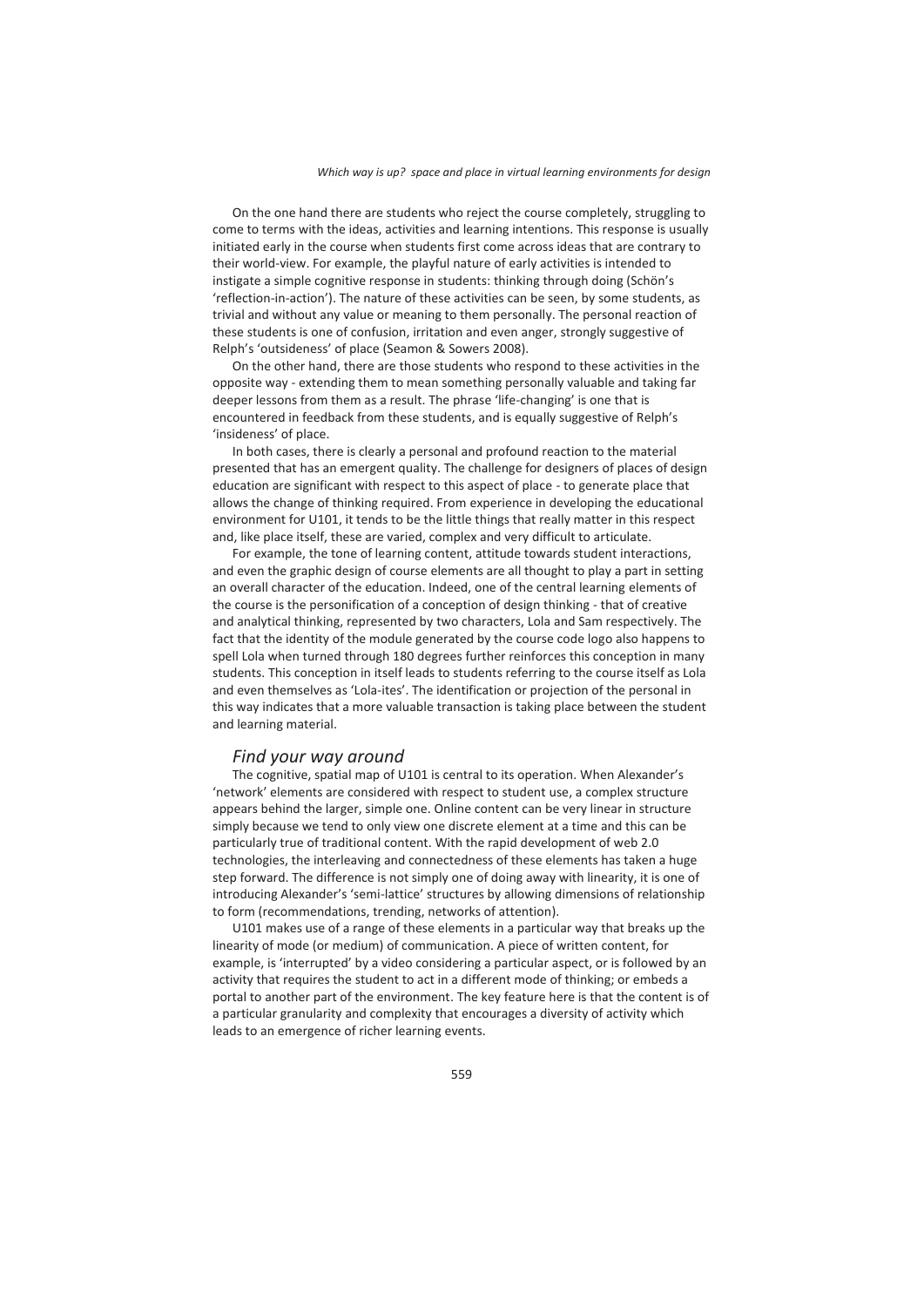On the one hand there are students who reject the course completely, struggling to come to terms with the ideas, activities and learning intentions. This response is usually initiated early in the course when students first come across ideas that are contrary to their world-view. For example, the playful nature of early activities is intended to instigate a simple cognitive response in students: thinking through doing (Schön's 'reflection-in-action'). The nature of these activities can be seen, by some students, as trivial and without any value or meaning to them personally. The personal reaction of these students is one of confusion, irritation and even anger, strongly suggestive of Relph's 'outsideness' of place (Seamon & Sowers 2008).

On the other hand, there are those students who respond to these activities in the opposite way - extending them to mean something personally valuable and taking far deeper lessons from them as a result. The phrase 'life-changing' is one that is encountered in feedback from these students, and is equally suggestive of Relph's 'insideness' of place.

In both cases, there is clearly a personal and profound reaction to the material presented that has an emergent quality. The challenge for designers of places of design education are significant with respect to this aspect of place - to generate place that allows the change of thinking required. From experience in developing the educational environment for U101, it tends to be the little things that really matter in this respect and, like place itself, these are varied, complex and very difficult to articulate.

For example, the tone of learning content, attitude towards student interactions, and even the graphic design of course elements are all thought to play a part in setting an overall character of the education. Indeed, one of the central learning elements of the course is the personification of a conception of design thinking - that of creative and analytical thinking, represented by two characters, Lola and Sam respectively. The fact that the identity of the module generated by the course code logo also happens to spell Lola when turned through 180 degrees further reinforces this conception in many students. This conception in itself leads to students referring to the course itself as Lola and even themselves as 'Lola-ites'. The identification or projection of the personal in this way indicates that a more valuable transaction is taking place between the student and learning material.

## *Find your way around*

The cognitive, spatial map of U101 is central to its operation. When Alexander's 'network' elements are considered with respect to student use, a complex structure appears behind the larger, simple one. Online content can be very linear in structure simply because we tend to only view one discrete element at a time and this can be particularly true of traditional content. With the rapid development of web 2.0 technologies, the interleaving and connectedness of these elements has taken a huge step forward. The difference is not simply one of doing away with linearity, it is one of introducing Alexander's 'semi-lattice' structures by allowing dimensions of relationship to form (recommendations, trending, networks of attention).

U101 makes use of a range of these elements in a particular way that breaks up the linearity of mode (or medium) of communication. A piece of written content, for example, is 'interrupted' by a video considering a particular aspect, or is followed by an activity that requires the student to act in a different mode of thinking; or embeds a portal to another part of the environment. The key feature here is that the content is of a particular granularity and complexity that encourages a diversity of activity which leads to an emergence of richer learning events.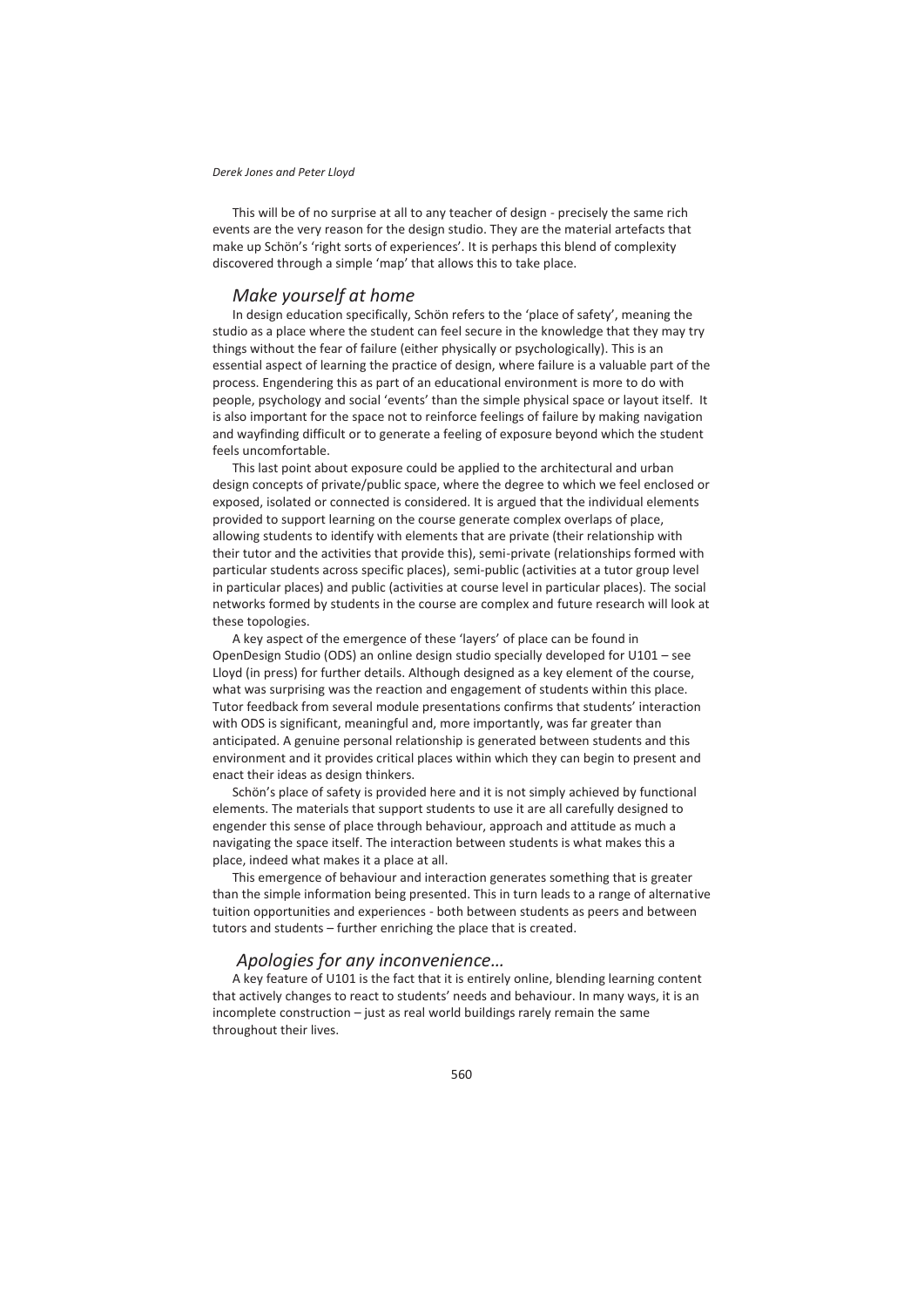This will be of no surprise at all to any teacher of design - precisely the same rich events are the very reason for the design studio. They are the material artefacts that make up Schön's 'right sorts of experiences'. It is perhaps this blend of complexity discovered through a simple 'map' that allows this to take place.

## *Make yourself at home*

In design education specifically, Schön refers to the 'place of safety', meaning the studio as a place where the student can feel secure in the knowledge that they may try things without the fear of failure (either physically or psychologically). This is an essential aspect of learning the practice of design, where failure is a valuable part of the process. Engendering this as part of an educational environment is more to do with people, psychology and social 'events' than the simple physical space or layout itself. It is also important for the space not to reinforce feelings of failure by making navigation and wayfinding difficult or to generate a feeling of exposure beyond which the student feels uncomfortable.

This last point about exposure could be applied to the architectural and urban design concepts of private/public space, where the degree to which we feel enclosed or exposed, isolated or connected is considered. It is argued that the individual elements provided to support learning on the course generate complex overlaps of place, allowing students to identify with elements that are private (their relationship with their tutor and the activities that provide this), semi-private (relationships formed with particular students across specific places), semi-public (activities at a tutor group level in particular places) and public (activities at course level in particular places). The social networks formed by students in the course are complex and future research will look at these topologies.

A key aspect of the emergence of these 'layers' of place can be found in OpenDesign Studio (ODS) an online design studio specially developed for U101 – see Lloyd (in press) for further details. Although designed as a key element of the course, what was surprising was the reaction and engagement of students within this place. Tutor feedback from several module presentations confirms that students' interaction with ODS is significant, meaningful and, more importantly, was far greater than anticipated. A genuine personal relationship is generated between students and this environment and it provides critical places within which they can begin to present and enact their ideas as design thinkers.

Schön's place of safety is provided here and it is not simply achieved by functional elements. The materials that support students to use it are all carefully designed to engender this sense of place through behaviour, approach and attitude as much a navigating the space itself. The interaction between students is what makes this a place, indeed what makes it a place at all.

This emergence of behaviour and interaction generates something that is greater than the simple information being presented. This in turn leads to a range of alternative tuition opportunities and experiences - both between students as peers and between tutors and students – further enriching the place that is created.

## *Apologies for any inconvenience…*

A key feature of U101 is the fact that it is entirely online, blending learning content that actively changes to react to students' needs and behaviour. In many ways, it is an incomplete construction – just as real world buildings rarely remain the same throughout their lives.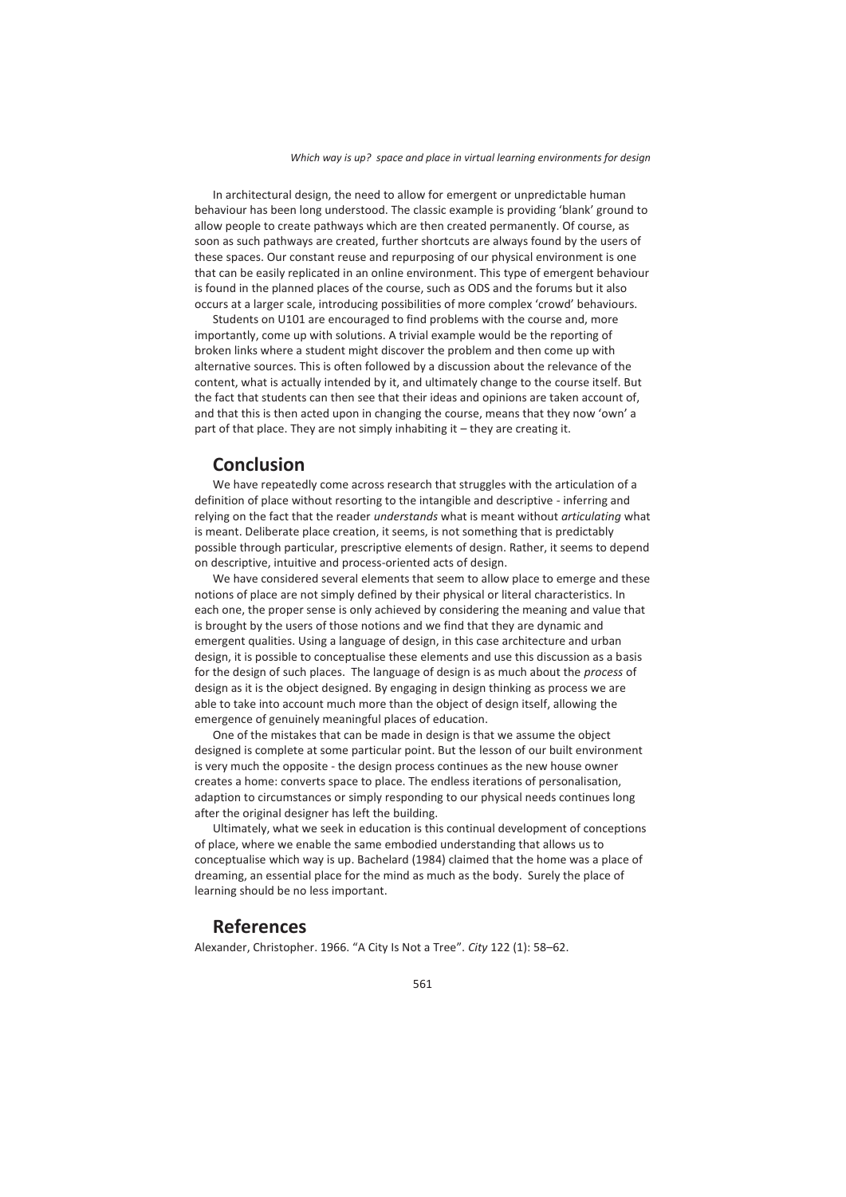In architectural design, the need to allow for emergent or unpredictable human behaviour has been long understood. The classic example is providing 'blank' ground to allow people to create pathways which are then created permanently. Of course, as soon as such pathways are created, further shortcuts are always found by the users of these spaces. Our constant reuse and repurposing of our physical environment is one that can be easily replicated in an online environment. This type of emergent behaviour is found in the planned places of the course, such as ODS and the forums but it also occurs at a larger scale, introducing possibilities of more complex 'crowd' behaviours.

Students on U101 are encouraged to find problems with the course and, more importantly, come up with solutions. A trivial example would be the reporting of broken links where a student might discover the problem and then come up with alternative sources. This is often followed by a discussion about the relevance of the content, what is actually intended by it, and ultimately change to the course itself. But the fact that students can then see that their ideas and opinions are taken account of, and that this is then acted upon in changing the course, means that they now 'own' a part of that place. They are not simply inhabiting it – they are creating it.

## Conclusion

We have repeatedly come across research that struggles with the articulation of a definition of place without resorting to the intangible and descriptive - inferring and relying on the fact that the reader *understands* what is meant without *articulating* what is meant. Deliberate place creation, it seems, is not something that is predictably possible through particular, prescriptive elements of design. Rather, it seems to depend on descriptive, intuitive and process-oriented acts of design.

We have considered several elements that seem to allow place to emerge and these notions of place are not simply defined by their physical or literal characteristics. In each one, the proper sense is only achieved by considering the meaning and value that is brought by the users of those notions and we find that they are dynamic and emergent qualities. Using a language of design, in this case architecture and urban design, it is possible to conceptualise these elements and use this discussion as a basis for the design of such places. The language of design is as much about the *process* of design as it is the object designed. By engaging in design thinking as process we are able to take into account much more than the object of design itself, allowing the emergence of genuinely meaningful places of education.

One of the mistakes that can be made in design is that we assume the object designed is complete at some particular point. But the lesson of our built environment is very much the opposite - the design process continues as the new house owner creates a home: converts space to place. The endless iterations of personalisation, adaption to circumstances or simply responding to our physical needs continues long after the original designer has left the building.

Ultimately, what we seek in education is this continual development of conceptions of place, where we enable the same embodied understanding that allows us to conceptualise which way is up. Bachelard (1984) claimed that the home was a place of dreaming, an essential place for the mind as much as the body. Surely the place of learning should be no less important.

## References

Alexander, Christopher. 1966. "A City Is Not a Tree". *City* 122 (1): 58–62.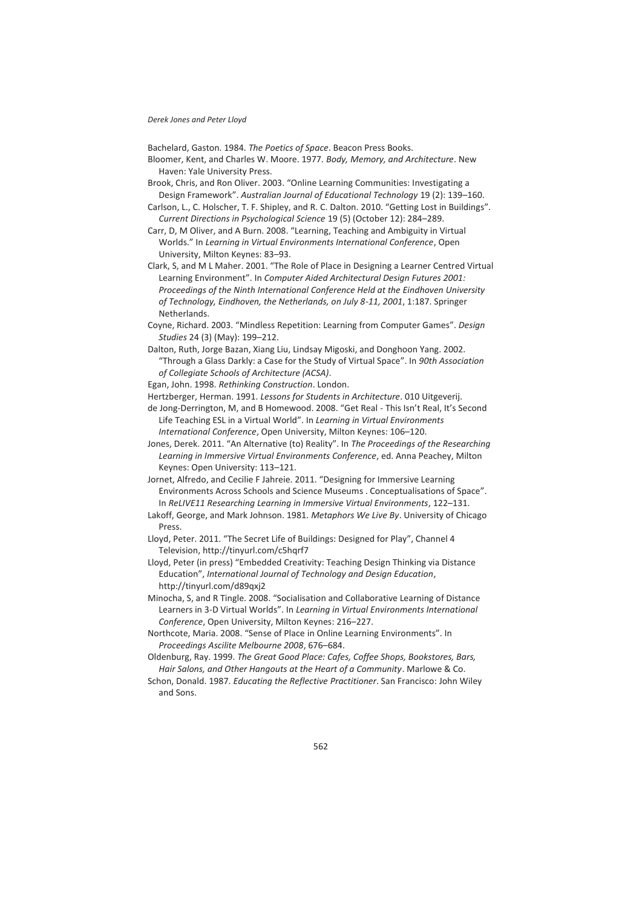Bachelard, Gaston. 1984. *The Poetics of Space*. Beacon Press Books.

Bloomer, Kent, and Charles W. Moore. 1977. *Body, Memory, and Architecture*. New Haven: Yale University Press.

Brook, Chris, and Ron Oliver. 2003. "Online Learning Communities: Investigating a Design Framework". *Australian Journal of Educational Technology* 19 (2): 139–160.

Carlson, L., C. Holscher, T. F. Shipley, and R. C. Dalton. 2010. "Getting Lost in Buildings". *Current Directions in Psychological Science* 19 (5) (October 12): 284–289.

Carr, D, M Oliver, and A Burn. 2008. "Learning, Teaching and Ambiguity in Virtual Worlds." In *Learning in Virtual Environments International Conference*, Open University, Milton Keynes: 83–93.

Clark, S, and M L Maher. 2001. "The Role of Place in Designing a Learner Centred Virtual Learning Environment". In *Computer Aided Architectural Design Futures 2001: Proceedings of the Ninth International Conference Held at the Eindhoven University of Technology, Eindhoven, the Netherlands, on July 8-11, 2001*, 1:187. Springer Netherlands.

Coyne, Richard. 2003. "Mindless Repetition: Learning from Computer Games". *Design Studies* 24 (3) (May): 199–212.

Dalton, Ruth, Jorge Bazan, Xiang Liu, Lindsay Migoski, and Donghoon Yang. 2002. "Through a Glass Darkly: a Case for the Study of Virtual Space". In *90th Association of Collegiate Schools of Architecture (ACSA)*.

Egan, John. 1998. *Rethinking Construction*. London.

Hertzberger, Herman. 1991. *Lessons for Students in Architecture*. 010 Uitgeverij.

de Jong-Derrington, M, and B Homewood. 2008. "Get Real - This Isn't Real, It's Second Life Teaching ESL in a Virtual World". In *Learning in Virtual Environments International Conference*, Open University, Milton Keynes: 106–120.

Jones, Derek. 2011. "An Alternative (to) Reality". In *The Proceedings of the Researching Learning in Immersive Virtual Environments Conference*, ed. Anna Peachey, Milton Keynes: Open University: 113–121.

Jornet, Alfredo, and Cecilie F Jahreie. 2011. "Designing for Immersive Learning Environments Across Schools and Science Museums . Conceptualisations of Space". In *ReLIVE11 Researching Learning in Immersive Virtual Environments*, 122–131.

Lakoff, George, and Mark Johnson. 1981. *Metaphors We Live By*. University of Chicago Press.

Lloyd, Peter. 2011. "The Secret Life of Buildings: Designed for Play", Channel 4 Television, http://tinyurl.com/c5hqrf7

Lloyd, Peter (in press) "Embedded Creativity: Teaching Design Thinking via Distance Education", *International Journal of Technology and Design Education*, http://tinyurl.com/d89qxj2

Minocha, S, and R Tingle. 2008. "Socialisation and Collaborative Learning of Distance Learners in 3-D Virtual Worlds". In *Learning in Virtual Environments International Conference*, Open University, Milton Keynes: 216–227.

Northcote, Maria. 2008. "Sense of Place in Online Learning Environments". In *Proceedings Ascilite Melbourne 2008*, 676–684.

Oldenburg, Ray. 1999. *The Great Good Place: Cafes, Coffee Shops, Bookstores, Bars, Hair Salons, and Other Hangouts at the Heart of a Community*. Marlowe & Co.

Schon, Donald. 1987. *Educating the Reflective Practitioner*. San Francisco: John Wiley and Sons.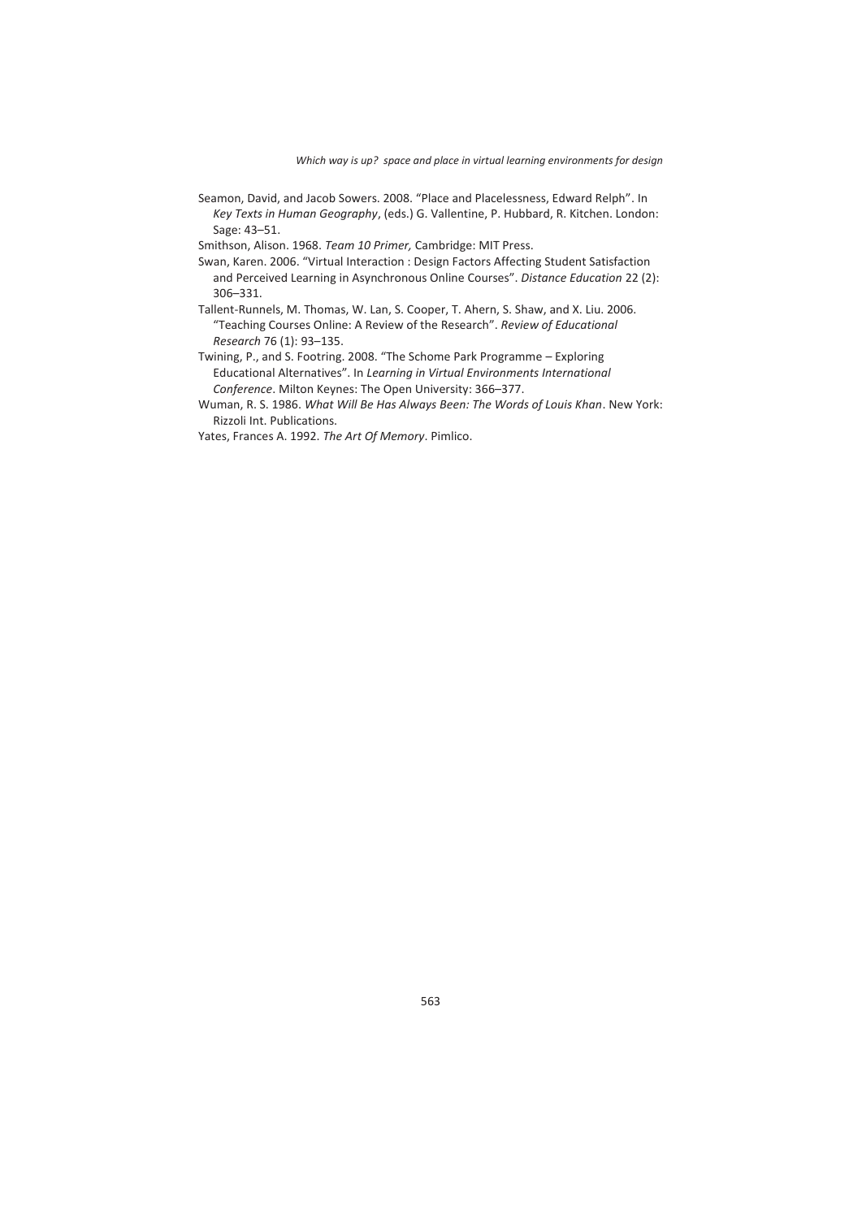Seamon, David, and Jacob Sowers. 2008. “Place and Placelessness, Edward Relph”. In *Key Texts in Human Geography*, (eds.) G. Vallentine, P. Hubbard, R. Kitchen. London: Sage: 43–51.

Smithson, Alison. 1968. *Team 10 Primer,* Cambridge: MIT Press.

Swan, Karen. 2006. “Virtual Interaction : Design Factors Affecting Student Satisfaction and Perceived Learning in Asynchronous Online Courses”. *Distance Education* 22 (2): 306–331.

Tallent-Runnels, M. Thomas, W. Lan, S. Cooper, T. Ahern, S. Shaw, and X. Liu. 2006. “Teaching Courses Online: A Review of the Research”. *Review of Educational Research* 76 (1): 93–135.

Twining, P., and S. Footring. 2008. “The Schome Park Programme – Exploring Educational Alternatives”. In *Learning in Virtual Environments International Conference*. Milton Keynes: The Open University: 366–377.

Wuman, R. S. 1986. *What Will Be Has Always Been: The Words of Louis Khan*. New York: Rizzoli Int. Publications.

Yates, Frances A. 1992. *The Art Of Memory*. Pimlico.